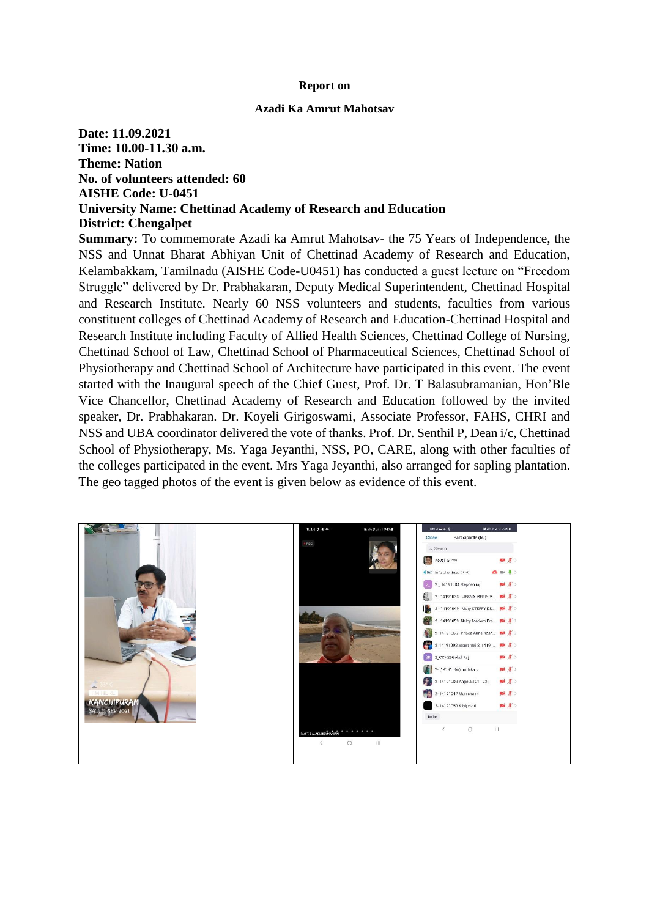**Report on**

**Azadi Ka Amrut Mahotsav**

**Date: 11.09.2021**
**Time: 10.00-11.30 a.m.**
**Theme: Nation**
**No. of volunteers attended: 60**
**AISHE Code: U-0451**
**University Name: Chettinad Academy of Research and Education**
**District: Chengalpet**

**Summary:** To commemorate Azadi ka Amrut Mahotsav- the 75 Years of Independence, the NSS and Unnat Bharat Abhiyan Unit of Chettinad Academy of Research and Education, Kelambakkam, Tamilnadu (AISHE Code-U0451) has conducted a guest lecture on "Freedom Struggle" delivered by Dr. Prabhakaran, Deputy Medical Superintendent, Chettinad Hospital and Research Institute. Nearly 60 NSS volunteers and students, faculties from various constituent colleges of Chettinad Academy of Research and Education-Chettinad Hospital and Research Institute including Faculty of Allied Health Sciences, Chettinad College of Nursing, Chettinad School of Law, Chettinad School of Pharmaceutical Sciences, Chettinad School of Physiotherapy and Chettinad School of Architecture have participated in this event. The event started with the Inaugural speech of the Chief Guest, Prof. Dr. T Balasubramanian, Hon'Ble Vice Chancellor, Chettinad Academy of Research and Education followed by the invited speaker, Dr. Prabhakaran. Dr. Koyeli Girigoswami, Associate Professor, FAHS, CHRI and NSS and UBA coordinator delivered the vote of thanks. Prof. Dr. Senthil P, Dean i/c, Chettinad School of Physiotherapy, Ms. Yaga Jeyanthi, NSS, PO, CARE, along with other faculties of the colleges participated in the event. Mrs Yaga Jeyanthi, also arranged for sapling plantation. The geo tagged photos of the event is given below as evidence of this event.